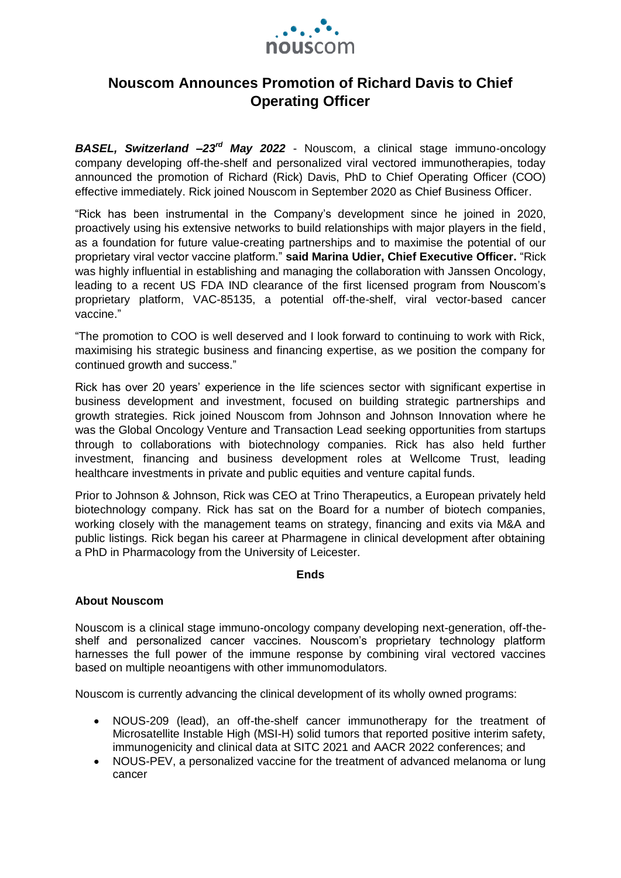# Nouscom Announces Promotion of Richard Davis to Chief Operating Officer

***BASEL, Switzerland –23rd May 2022*** - Nouscom, a clinical stage immuno-oncology company developing off-the-shelf and personalized viral vectored immunotherapies, today announced the promotion of Richard (Rick) Davis, PhD to Chief Operating Officer (COO) effective immediately. Rick joined Nouscom in September 2020 as Chief Business Officer.

"Rick has been instrumental in the Company's development since he joined in 2020, proactively using his extensive networks to build relationships with major players in the field, as a foundation for future value-creating partnerships and to maximise the potential of our proprietary viral vector vaccine platform." **said Marina Udier, Chief Executive Officer.** "Rick was highly influential in establishing and managing the collaboration with Janssen Oncology, leading to a recent US FDA IND clearance of the first licensed program from Nouscom's proprietary platform, VAC-85135, a potential off-the-shelf, viral vector-based cancer vaccine."

"The promotion to COO is well deserved and I look forward to continuing to work with Rick, maximising his strategic business and financing expertise, as we position the company for continued growth and success."

Rick has over 20 years' experience in the life sciences sector with significant expertise in business development and investment, focused on building strategic partnerships and growth strategies. Rick joined Nouscom from Johnson and Johnson Innovation where he was the Global Oncology Venture and Transaction Lead seeking opportunities from startups through to collaborations with biotechnology companies. Rick has also held further investment, financing and business development roles at Wellcome Trust, leading healthcare investments in private and public equities and venture capital funds.

Prior to Johnson & Johnson, Rick was CEO at Trino Therapeutics, a European privately held biotechnology company. Rick has sat on the Board for a number of biotech companies, working closely with the management teams on strategy, financing and exits via M&A and public listings. Rick began his career at Pharmagene in clinical development after obtaining a PhD in Pharmacology from the University of Leicester.

**Ends**

**About Nouscom**

Nouscom is a clinical stage immuno-oncology company developing next-generation, off-the-shelf and personalized cancer vaccines. Nouscom's proprietary technology platform harnesses the full power of the immune response by combining viral vectored vaccines based on multiple neoantigens with other immunomodulators.

Nouscom is currently advancing the clinical development of its wholly owned programs:

- NOUS-209 (lead), an off-the-shelf cancer immunotherapy for the treatment of Microsatellite Instable High (MSI-H) solid tumors that reported positive interim safety, immunogenicity and clinical data at SITC 2021 and AACR 2022 conferences; and
- NOUS-PEV, a personalized vaccine for the treatment of advanced melanoma or lung cancer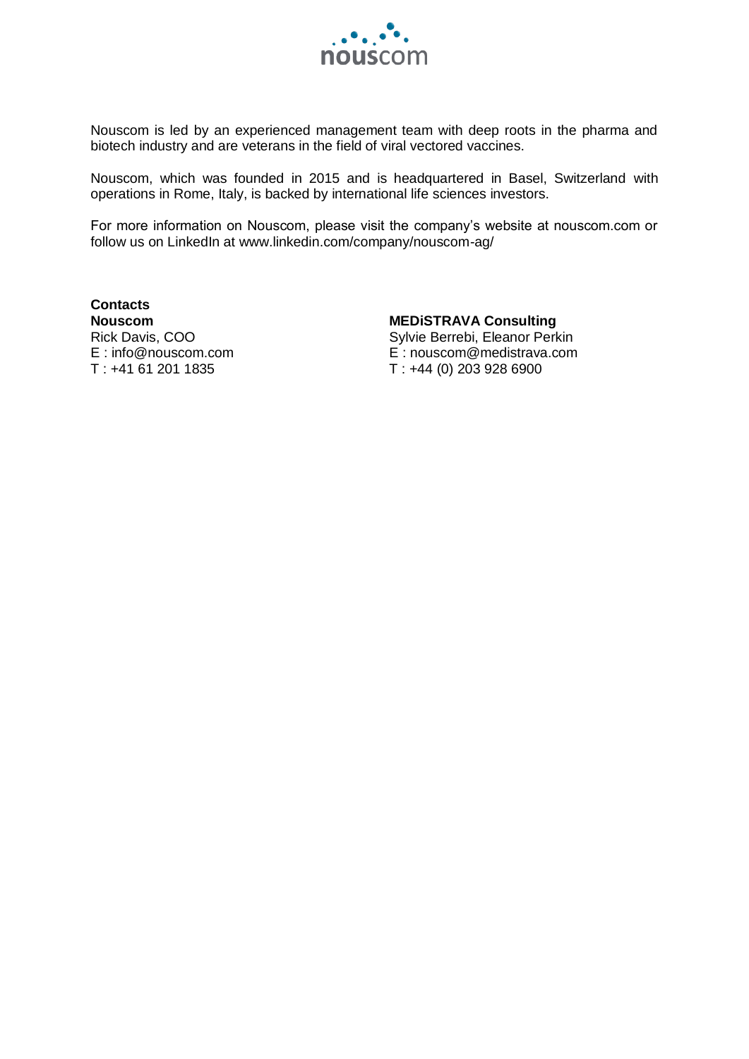Nouscom is led by an experienced management team with deep roots in the pharma and biotech industry and are veterans in the field of viral vectored vaccines.

Nouscom, which was founded in 2015 and is headquartered in Basel, Switzerland with operations in Rome, Italy, is backed by international life sciences investors.

For more information on Nouscom, please visit the company's website at nouscom.com or follow us on LinkedIn at www.linkedin.com/company/nouscom-ag/

**Contacts**

**Nouscom**
Rick Davis, COO
E : info@nouscom.com
T : +41 61 201 1835

**MEDiSTRAVA Consulting**
Sylvie Berrebi, Eleanor Perkin
E : nouscom@medistrava.com
T : +44 (0) 203 928 6900